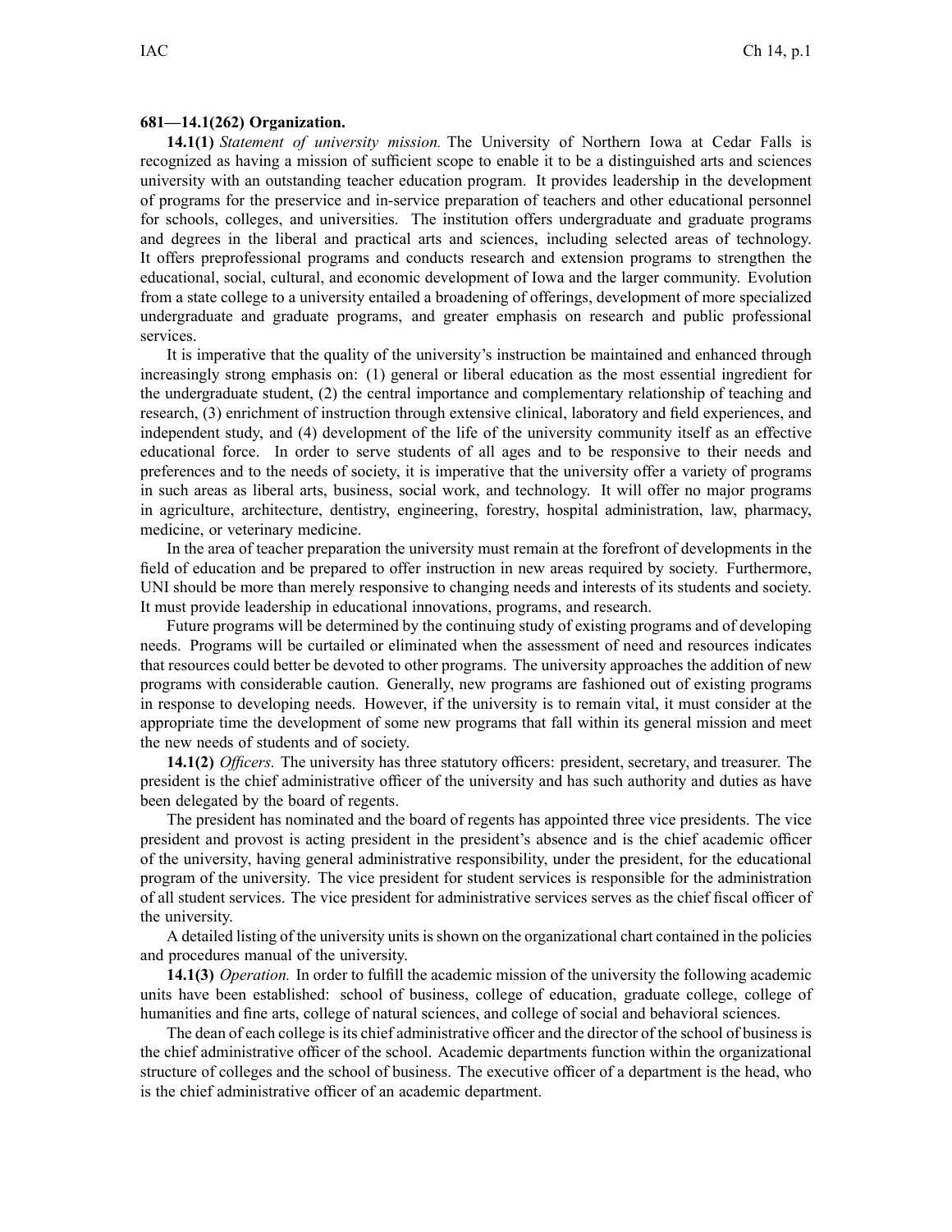**681—14.1(262) Organization.**

**14.1(1)** *Statement of university mission.* The University of Northern Iowa at Cedar Falls is recognized as having a mission of sufficient scope to enable it to be a distinguished arts and sciences university with an outstanding teacher education program. It provides leadership in the development of programs for the preservice and in-service preparation of teachers and other educational personnel for schools, colleges, and universities. The institution offers undergraduate and graduate programs and degrees in the liberal and practical arts and sciences, including selected areas of technology. It offers preprofessional programs and conducts research and extension programs to strengthen the educational, social, cultural, and economic development of Iowa and the larger community. Evolution from a state college to a university entailed a broadening of offerings, development of more specialized undergraduate and graduate programs, and greater emphasis on research and public professional services.

It is imperative that the quality of the university's instruction be maintained and enhanced through increasingly strong emphasis on: (1) general or liberal education as the most essential ingredient for the undergraduate student, (2) the central importance and complementary relationship of teaching and research, (3) enrichment of instruction through extensive clinical, laboratory and field experiences, and independent study, and (4) development of the life of the university community itself as an effective educational force. In order to serve students of all ages and to be responsive to their needs and preferences and to the needs of society, it is imperative that the university offer a variety of programs in such areas as liberal arts, business, social work, and technology. It will offer no major programs in agriculture, architecture, dentistry, engineering, forestry, hospital administration, law, pharmacy, medicine, or veterinary medicine.

In the area of teacher preparation the university must remain at the forefront of developments in the field of education and be prepared to offer instruction in new areas required by society. Furthermore, UNI should be more than merely responsive to changing needs and interests of its students and society. It must provide leadership in educational innovations, programs, and research.

Future programs will be determined by the continuing study of existing programs and of developing needs. Programs will be curtailed or eliminated when the assessment of need and resources indicates that resources could better be devoted to other programs. The university approaches the addition of new programs with considerable caution. Generally, new programs are fashioned out of existing programs in response to developing needs. However, if the university is to remain vital, it must consider at the appropriate time the development of some new programs that fall within its general mission and meet the new needs of students and of society.

**14.1(2)** *Officers.* The university has three statutory officers: president, secretary, and treasurer. The president is the chief administrative officer of the university and has such authority and duties as have been delegated by the board of regents.

The president has nominated and the board of regents has appointed three vice presidents. The vice president and provost is acting president in the president's absence and is the chief academic officer of the university, having general administrative responsibility, under the president, for the educational program of the university. The vice president for student services is responsible for the administration of all student services. The vice president for administrative services serves as the chief fiscal officer of the university.

A detailed listing of the university units is shown on the organizational chart contained in the policies and procedures manual of the university.

**14.1(3)** *Operation.* In order to fulfill the academic mission of the university the following academic units have been established: school of business, college of education, graduate college, college of humanities and fine arts, college of natural sciences, and college of social and behavioral sciences.

The dean of each college is its chief administrative officer and the director of the school of business is the chief administrative officer of the school. Academic departments function within the organizational structure of colleges and the school of business. The executive officer of a department is the head, who is the chief administrative officer of an academic department.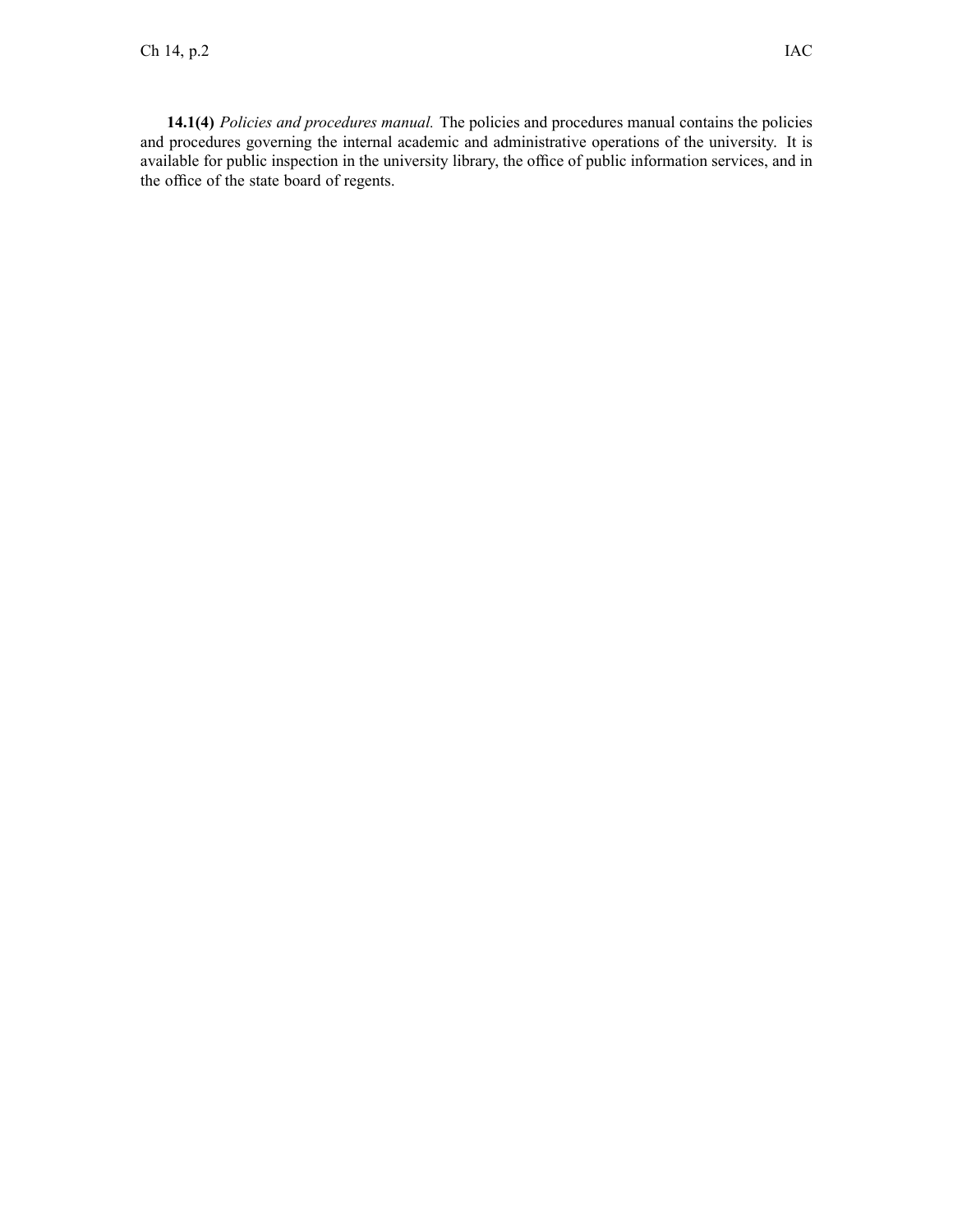**14.1(4)** *Policies and procedures manual.* The policies and procedures manual contains the policies and procedures governing the internal academic and administrative operations of the university. It is available for public inspection in the university library, the office of public information services, and in the office of the state board of regents.